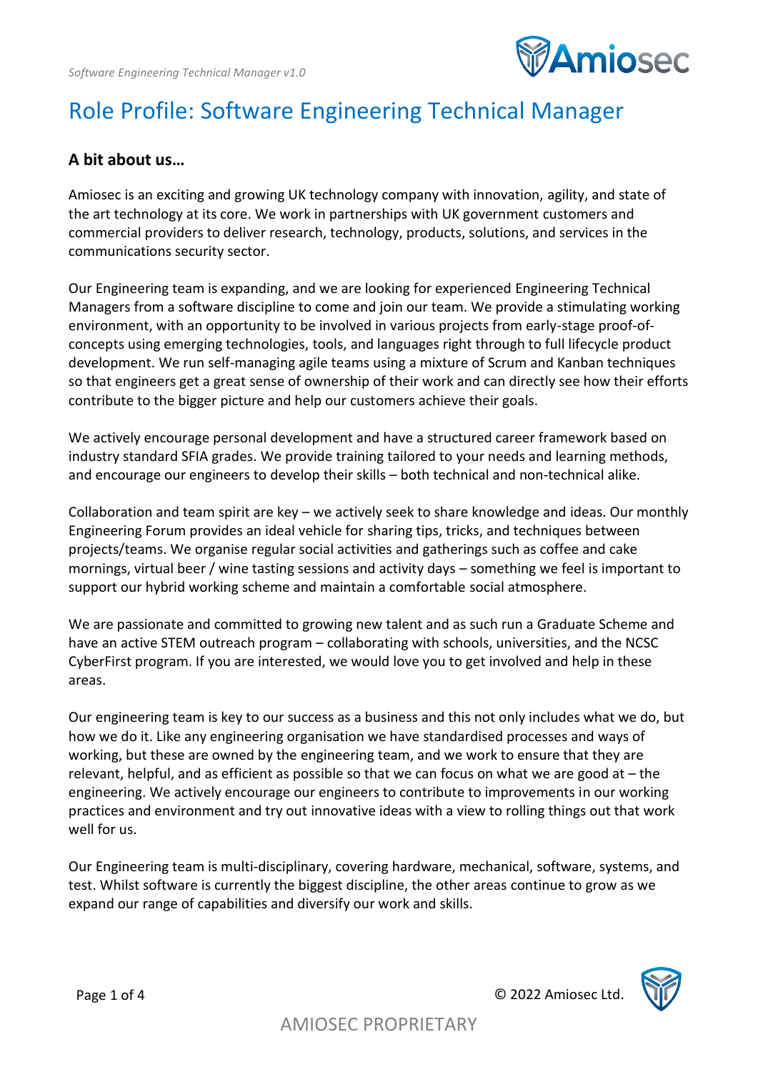# Role Profile: Software Engineering Technical Manager

## A bit about us…

Amiosec is an exciting and growing UK technology company with innovation, agility, and state of the art technology at its core. We work in partnerships with UK government customers and commercial providers to deliver research, technology, products, solutions, and services in the communications security sector.

Our Engineering team is expanding, and we are looking for experienced Engineering Technical Managers from a software discipline to come and join our team. We provide a stimulating working environment, with an opportunity to be involved in various projects from early-stage proof-of-concepts using emerging technologies, tools, and languages right through to full lifecycle product development. We run self-managing agile teams using a mixture of Scrum and Kanban techniques so that engineers get a great sense of ownership of their work and can directly see how their efforts contribute to the bigger picture and help our customers achieve their goals.

We actively encourage personal development and have a structured career framework based on industry standard SFIA grades. We provide training tailored to your needs and learning methods, and encourage our engineers to develop their skills – both technical and non-technical alike.

Collaboration and team spirit are key – we actively seek to share knowledge and ideas. Our monthly Engineering Forum provides an ideal vehicle for sharing tips, tricks, and techniques between projects/teams. We organise regular social activities and gatherings such as coffee and cake mornings, virtual beer / wine tasting sessions and activity days – something we feel is important to support our hybrid working scheme and maintain a comfortable social atmosphere.

We are passionate and committed to growing new talent and as such run a Graduate Scheme and have an active STEM outreach program – collaborating with schools, universities, and the NCSC CyberFirst program. If you are interested, we would love you to get involved and help in these areas.

Our engineering team is key to our success as a business and this not only includes what we do, but how we do it. Like any engineering organisation we have standardised processes and ways of working, but these are owned by the engineering team, and we work to ensure that they are relevant, helpful, and as efficient as possible so that we can focus on what we are good at – the engineering. We actively encourage our engineers to contribute to improvements in our working practices and environment and try out innovative ideas with a view to rolling things out that work well for us.

Our Engineering team is multi-disciplinary, covering hardware, mechanical, software, systems, and test. Whilst software is currently the biggest discipline, the other areas continue to grow as we expand our range of capabilities and diversify our work and skills.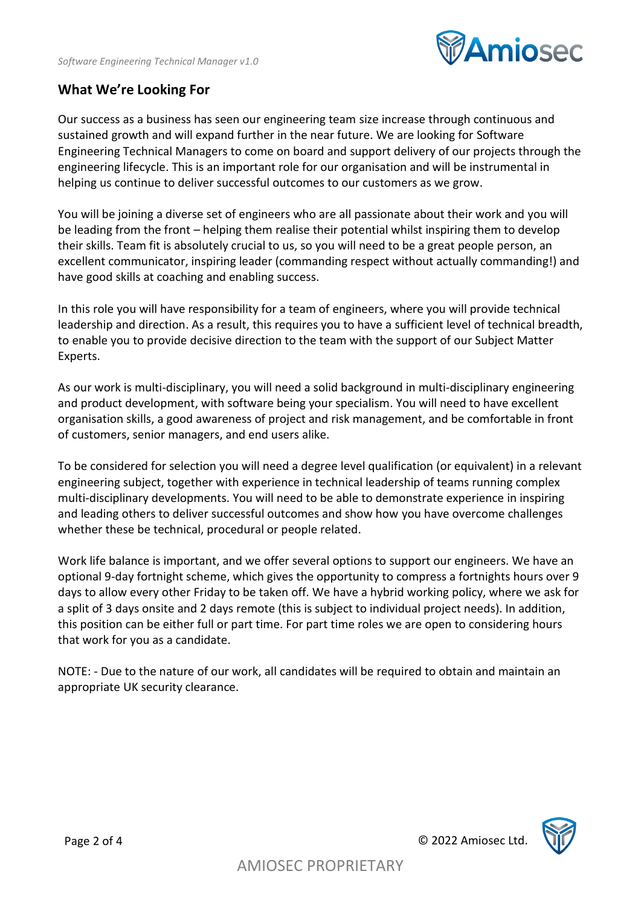## What We're Looking For

Our success as a business has seen our engineering team size increase through continuous and sustained growth and will expand further in the near future. We are looking for Software Engineering Technical Managers to come on board and support delivery of our projects through the engineering lifecycle. This is an important role for our organisation and will be instrumental in helping us continue to deliver successful outcomes to our customers as we grow.

You will be joining a diverse set of engineers who are all passionate about their work and you will be leading from the front – helping them realise their potential whilst inspiring them to develop their skills. Team fit is absolutely crucial to us, so you will need to be a great people person, an excellent communicator, inspiring leader (commanding respect without actually commanding!) and have good skills at coaching and enabling success.

In this role you will have responsibility for a team of engineers, where you will provide technical leadership and direction. As a result, this requires you to have a sufficient level of technical breadth, to enable you to provide decisive direction to the team with the support of our Subject Matter Experts.

As our work is multi-disciplinary, you will need a solid background in multi-disciplinary engineering and product development, with software being your specialism. You will need to have excellent organisation skills, a good awareness of project and risk management, and be comfortable in front of customers, senior managers, and end users alike.

To be considered for selection you will need a degree level qualification (or equivalent) in a relevant engineering subject, together with experience in technical leadership of teams running complex multi-disciplinary developments. You will need to be able to demonstrate experience in inspiring and leading others to deliver successful outcomes and show how you have overcome challenges whether these be technical, procedural or people related.

Work life balance is important, and we offer several options to support our engineers. We have an optional 9-day fortnight scheme, which gives the opportunity to compress a fortnights hours over 9 days to allow every other Friday to be taken off. We have a hybrid working policy, where we ask for a split of 3 days onsite and 2 days remote (this is subject to individual project needs). In addition, this position can be either full or part time. For part time roles we are open to considering hours that work for you as a candidate.

NOTE: - Due to the nature of our work, all candidates will be required to obtain and maintain an appropriate UK security clearance.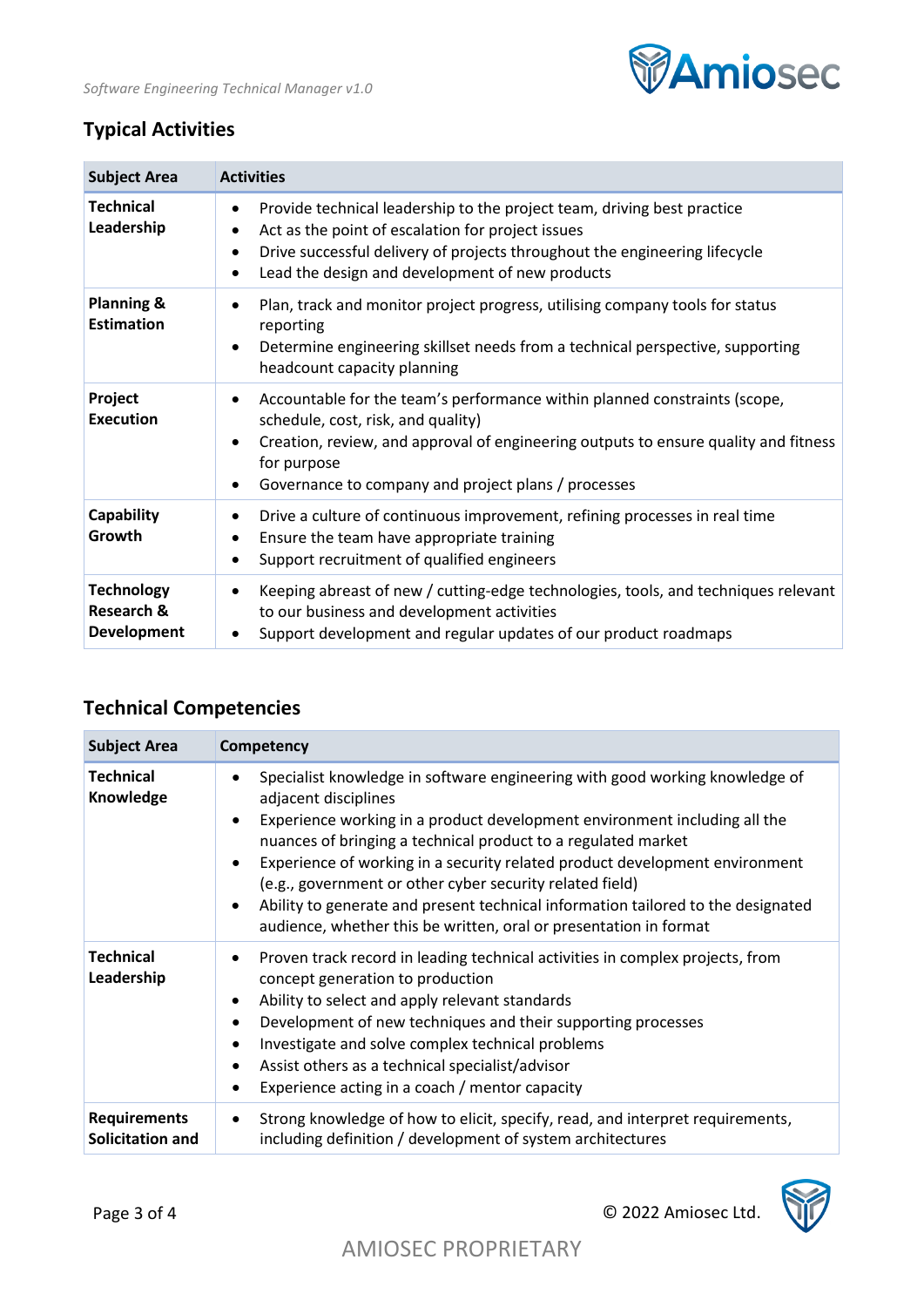## Typical Activities

| Subject Area | Activities |
|---|---|
| **Technical Leadership** | • Provide technical leadership to the project team, driving best practice<br>• Act as the point of escalation for project issues<br>• Drive successful delivery of projects throughout the engineering lifecycle<br>• Lead the design and development of new products |
| **Planning & Estimation** | • Plan, track and monitor project progress, utilising company tools for status reporting<br>• Determine engineering skillset needs from a technical perspective, supporting headcount capacity planning |
| **Project Execution** | • Accountable for the team's performance within planned constraints (scope, schedule, cost, risk, and quality)<br>• Creation, review, and approval of engineering outputs to ensure quality and fitness for purpose<br>• Governance to company and project plans / processes |
| **Capability Growth** | • Drive a culture of continuous improvement, refining processes in real time<br>• Ensure the team have appropriate training<br>• Support recruitment of qualified engineers |
| **Technology Research & Development** | • Keeping abreast of new / cutting-edge technologies, tools, and techniques relevant to our business and development activities<br>• Support development and regular updates of our product roadmaps |

## Technical Competencies

| Subject Area | Competency |
|---|---|
| **Technical Knowledge** | • Specialist knowledge in software engineering with good working knowledge of adjacent disciplines<br>• Experience working in a product development environment including all the nuances of bringing a technical product to a regulated market<br>• Experience of working in a security related product development environment (e.g., government or other cyber security related field)<br>• Ability to generate and present technical information tailored to the designated audience, whether this be written, oral or presentation in format |
| **Technical Leadership** | • Proven track record in leading technical activities in complex projects, from concept generation to production<br>• Ability to select and apply relevant standards<br>• Development of new techniques and their supporting processes<br>• Investigate and solve complex technical problems<br>• Assist others as a technical specialist/advisor<br>• Experience acting in a coach / mentor capacity |
| **Requirements Solicitation and** | • Strong knowledge of how to elicit, specify, read, and interpret requirements, including definition / development of system architectures |

AMIOSEC PROPRIETARY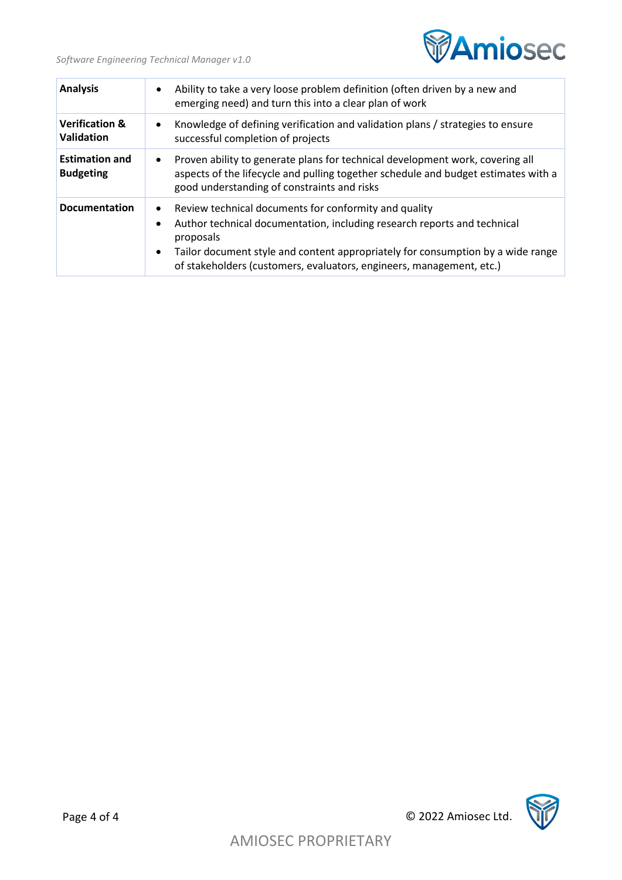| | |
|---|---|
| **Analysis** | • Ability to take a very loose problem definition (often driven by a new and emerging need) and turn this into a clear plan of work |
| **Verification & Validation** | • Knowledge of defining verification and validation plans / strategies to ensure successful completion of projects |
| **Estimation and Budgeting** | • Proven ability to generate plans for technical development work, covering all aspects of the lifecycle and pulling together schedule and budget estimates with a good understanding of constraints and risks |
| **Documentation** | • Review technical documents for conformity and quality<br>• Author technical documentation, including research reports and technical proposals<br>• Tailor document style and content appropriately for consumption by a wide range of stakeholders (customers, evaluators, engineers, management, etc.) |